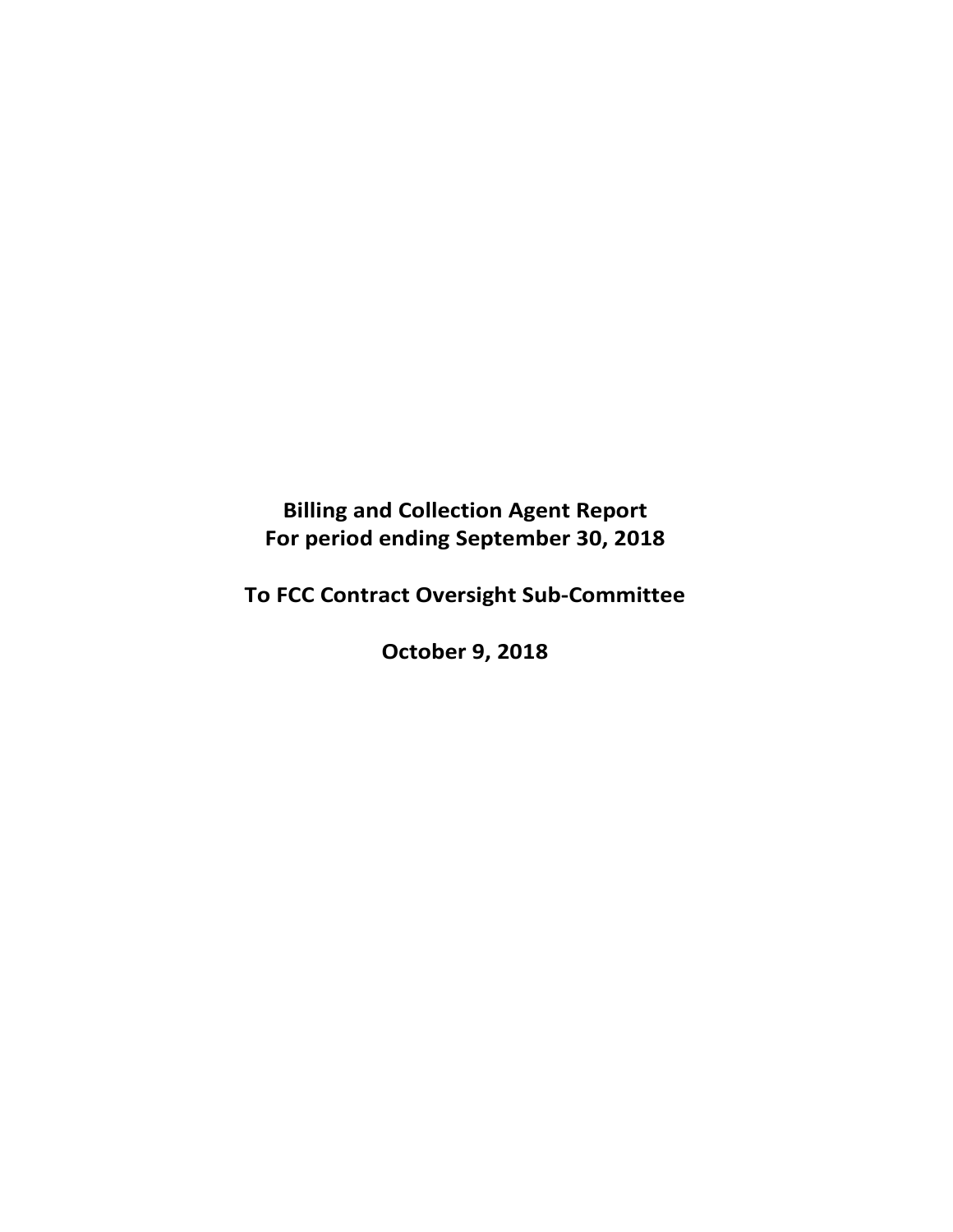**Billing and Collection Agent Report**
**For period ending September 30, 2018**

**To FCC Contract Oversight Sub-Committee**

**October 9, 2018**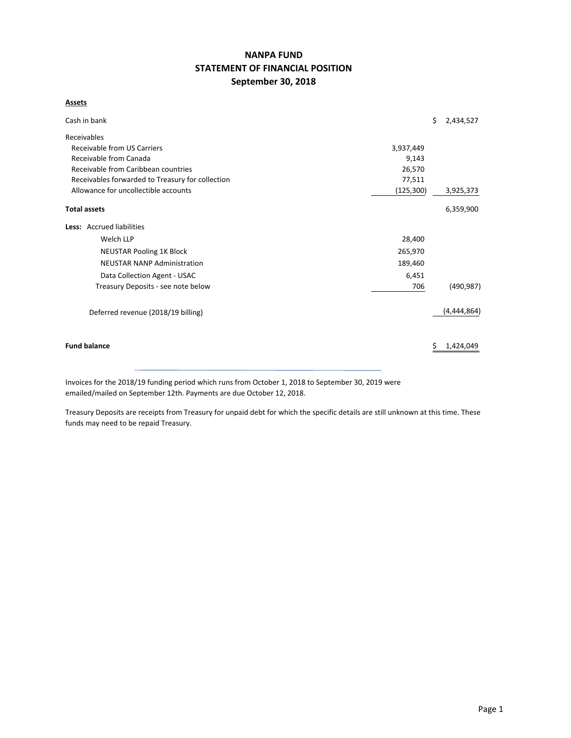# NANPA FUND
## STATEMENT OF FINANCIAL POSITION
### September 30, 2018

**Assets**

| | | |
|---|---|---|
| Cash in bank | | $ 2,434,527 |
| Receivables | | |
| Receivable from US Carriers | 3,937,449 | |
| Receivable from Canada | 9,143 | |
| Receivable from Caribbean countries | 26,570 | |
| Receivables forwarded to Treasury for collection | 77,511 | |
| Allowance for uncollectible accounts | (125,300) | 3,925,373 |
| **Total assets** | | 6,359,900 |
| **Less:** Accrued liabilities | | |
| Welch LLP | 28,400 | |
| NEUSTAR Pooling 1K Block | 265,970 | |
| NEUSTAR NANP Administration | 189,460 | |
| Data Collection Agent - USAC | 6,451 | |
| Treasury Deposits - see note below | 706 | (490,987) |
| Deferred revenue (2018/19 billing) | | (4,444,864) |
| **Fund balance** | | $ 1,424,049 |

Invoices for the 2018/19 funding period which runs from October 1, 2018 to September 30, 2019 were emailed/mailed on September 12th. Payments are due October 12, 2018.

Treasury Deposits are receipts from Treasury for unpaid debt for which the specific details are still unknown at this time. These funds may need to be repaid Treasury.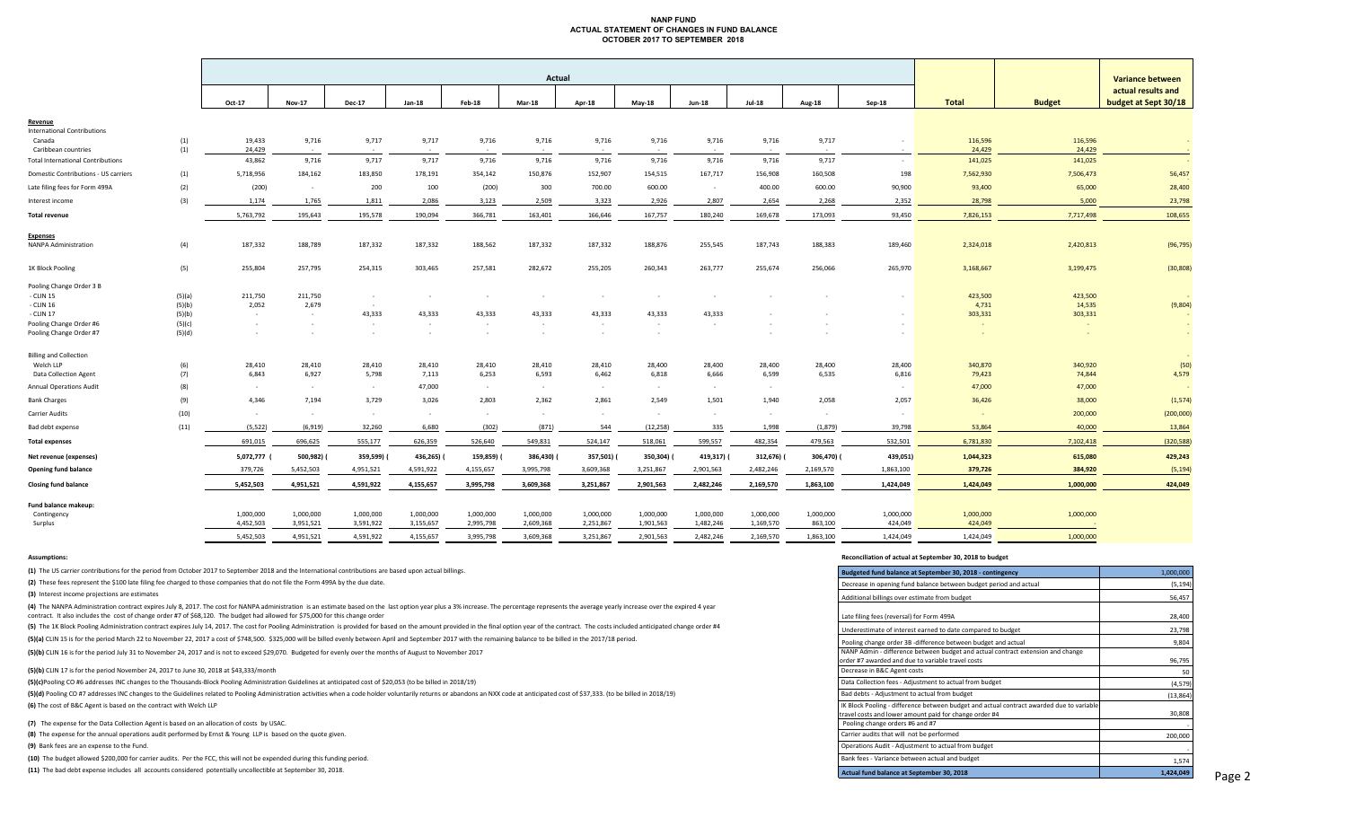# NANP FUND
## ACTUAL STATEMENT OF CHANGES IN FUND BALANCE
### OCTOBER 2017 TO SEPTEMBER 2018

| | | Actual | | | | | | | | | | | | | | Variance between actual results and budget at Sept 30/18 |
|---|---|---|---|---|---|---|---|---|---|---|---|---|---|---|---|---|
| | | Oct-17 | Nov-17 | Dec-17 | Jan-18 | Feb-18 | Mar-18 | Apr-18 | May-18 | Jun-18 | Jul-18 | Aug-18 | Sep-18 | Total | Budget | |
| **Revenue** | | | | | | | | | | | | | | | | |
| International Contributions | | | | | | | | | | | | | | | | |
| Canada | (1) | 19,433 | 9,716 | 9,717 | 9,717 | 9,716 | 9,716 | 9,716 | 9,716 | 9,716 | 9,716 | 9,717 | - | 116,596 | 116,596 | - |
| Caribbean countries | (1) | 24,429 | - | - | - | - | - | - | - | - | - | - | - | 24,429 | 24,429 | - |
| Total International Contributions | | 43,862 | 9,716 | 9,717 | 9,717 | 9,716 | 9,716 | 9,716 | 9,716 | 9,716 | 9,716 | 9,717 | - | 141,025 | 141,025 | - |
| Domestic Contributions - US carriers | (1) | 5,718,956 | 184,162 | 183,850 | 178,191 | 354,142 | 150,876 | 152,907 | 154,515 | 167,717 | 156,908 | 160,508 | 198 | 7,562,930 | 7,506,473 | 56,457 |
| Late filing fees for Form 499A | (2) | (200) | - | 200 | 100 | (200) | 300 | 700.00 | 600.00 | - | 400.00 | 600.00 | 90,900 | 93,400 | 65,000 | 28,400 |
| Interest income | (3) | 1,174 | 1,765 | 1,811 | 2,086 | 3,123 | 2,509 | 3,323 | 2,926 | 2,807 | 2,654 | 2,268 | 2,352 | 28,798 | 5,000 | 23,798 |
| **Total revenue** | | 5,763,792 | 195,643 | 195,578 | 190,094 | 366,781 | 163,401 | 166,646 | 167,757 | 180,240 | 169,678 | 173,093 | 93,450 | 7,826,153 | 7,717,498 | 108,655 |
| **Expenses** | | | | | | | | | | | | | | | | |
| NANPA Administration | (4) | 187,332 | 188,789 | 187,332 | 187,332 | 188,562 | 187,332 | 187,332 | 188,876 | 255,545 | 187,743 | 188,383 | 189,460 | 2,324,018 | 2,420,813 | (96,795) |
| 1K Block Pooling | (5) | 255,804 | 257,795 | 254,315 | 303,465 | 257,581 | 282,672 | 255,205 | 260,343 | 263,777 | 255,674 | 256,066 | 265,970 | 3,168,667 | 3,199,475 | (30,808) |
| Pooling Change Order 3 B | | | | | | | | | | | | | | | | |
| - CLIN 15 | (5)(a) | 211,750 | 211,750 | - | - | - | - | - | - | - | - | - | - | 423,500 | 423,500 | - |
| - CLIN 16 | (5)(b) | 2,052 | 2,679 | - | - | - | - | - | - | - | - | - | - | 4,731 | 14,535 | (9,804) |
| - CLIN 17 | (5)(b) | - | - | 43,333 | 43,333 | 43,333 | 43,333 | 43,333 | 43,333 | 43,333 | - | - | - | 303,331 | 303,331 | - |
| Pooling Change Order #6 | (5)(c) | - | - | - | - | - | - | - | - | - | - | - | - | - | - | - |
| Pooling Change Order #7 | (5)(d) | - | - | - | - | - | - | - | - | - | - | - | - | - | - | - |
| Billing and Collection | | | | | | | | | | | | | | | | - |
| Welch LLP | (6) | 28,410 | 28,410 | 28,410 | 28,410 | 28,410 | 28,410 | 28,410 | 28,400 | 28,400 | 28,400 | 28,400 | 28,400 | 340,870 | 340,920 | (50) |
| Data Collection Agent | (7) | 6,843 | 6,927 | 5,798 | 7,113 | 6,253 | 6,593 | 6,462 | 6,818 | 6,666 | 6,599 | 6,535 | 6,816 | 79,423 | 74,844 | 4,579 |
| Annual Operations Audit | (8) | - | - | - | 47,000 | - | - | - | - | - | - | - | - | 47,000 | 47,000 | - |
| Bank Charges | (9) | 4,346 | 7,194 | 3,729 | 3,026 | 2,803 | 2,362 | 2,861 | 2,549 | 1,501 | 1,940 | 2,058 | 2,057 | 36,426 | 38,000 | (1,574) |
| Carrier Audits | (10) | - | - | - | - | - | - | - | - | - | - | - | - | - | 200,000 | (200,000) |
| Bad debt expense | (11) | (5,522) | (6,919) | 32,260 | 6,680 | (302) | (871) | 544 | (12,258) | 335 | 1,998 | (1,879) | 39,798 | 53,864 | 40,000 | 13,864 |
| **Total expenses** | | 691,015 | 696,625 | 555,177 | 626,359 | 526,640 | 549,831 | 524,147 | 518,061 | 599,557 | 482,354 | 479,563 | 532,501 | 6,781,830 | 7,102,418 | (320,588) |
| **Net revenue (expenses)** | | 5,072,777 | (500,982) | (359,599) | (436,265) | (159,859) | (386,430) | (357,501) | (350,304) | (419,317) | (312,676) | (306,470) | (439,051) | 1,044,323 | 615,080 | 429,243 |
| **Opening fund balance** | | 379,726 | 5,452,503 | 4,951,521 | 4,591,922 | 4,155,657 | 3,995,798 | 3,609,368 | 3,251,867 | 2,901,563 | 2,482,246 | 2,169,570 | 1,863,100 | 379,726 | 384,920 | (5,194) |
| **Closing fund balance** | | 5,452,503 | 4,951,521 | 4,591,922 | 4,155,657 | 3,995,798 | 3,609,368 | 3,251,867 | 2,901,563 | 2,482,246 | 2,169,570 | 1,863,100 | 1,424,049 | 1,424,049 | 1,000,000 | 424,049 |
| **Fund balance makeup:** | | | | | | | | | | | | | | | | |
| Contingency | | 1,000,000 | 1,000,000 | 1,000,000 | 1,000,000 | 1,000,000 | 1,000,000 | 1,000,000 | 1,000,000 | 1,000,000 | 1,000,000 | 1,000,000 | 1,000,000 | 1,000,000 | 1,000,000 | |
| Surplus | | 4,452,503 | 3,951,521 | 3,591,922 | 3,155,657 | 2,995,798 | 2,609,368 | 2,251,867 | 1,901,563 | 1,482,246 | 1,169,570 | 863,100 | 424,049 | 424,049 | - | |
| | | 5,452,503 | 4,951,521 | 4,591,922 | 4,155,657 | 3,995,798 | 3,609,368 | 3,251,867 | 2,901,563 | 2,482,246 | 2,169,570 | 1,863,100 | 1,424,049 | 1,424,049 | 1,000,000 | |

**Assumptions:**

**(1)** The US carrier contributions for the period from October 2017 to September 2018 and the International contributions are based upon actual billings.

**(2)** These fees represent the $100 late filing fee charged to those companies that do not file the Form 499A by the due date.

**(3)** Interest income projections are estimates

**(4)** The NANPA Administration contract expires July 8, 2017. The cost for NANPA administration is an estimate based on the last option year plus a 3% increase. The percentage represents the average yearly increase over the expired 4 year contract. It also includes the cost of change order #7 of $68,120. The budget had allowed for $75,000 for this change order

**(5)** The 1K Block Pooling Administration contract expires July 14, 2017. The cost for Pooling Administration is provided for based on the amount provided in the final option year of the contract. The costs included anticipated change order #4

**(5)(a)** CLIN 15 is for the period March 22 to November 22, 2017 a cost of $748,500. $325,000 will be billed evenly between April and September 2017 with the remaining balance to be billed in the 2017/18 period.

**(5)(b)** CLIN 16 is for the period July 31 to November 24, 2017 and is not to exceed $29,070. Budgeted for evenly over the months of August to November 2017

**(5)(b)** CLIN 17 is for the period November 24, 2017 to June 30, 2018 at $43,333/month

**(5)(c)**Pooling CO #6 addresses INC changes to the Thousands-Block Pooling Administration Guidelines at anticipated cost of $20,053 (to be billed in 2018/19)

**(5)(d)** Pooling CO #7 addresses INC changes to the Guidelines related to Pooling Administration activities when a code holder voluntarily returns or abandons an NXX code at anticipated cost of $37,333. (to be billed in 2018/19)

**(6)** The cost of B&C Agent is based on the contract with Welch LLP

**(7)** The expense for the Data Collection Agent is based on an allocation of costs by USAC.

**(8)** The expense for the annual operations audit performed by Ernst & Young LLP is based on the quote given.

**(9)** Bank fees are an expense to the Fund.

**(10)** The budget allowed $200,000 for carrier audits. Per the FCC, this will not be expended during this funding period.

**(11)** The bad debt expense includes all accounts considered potentially uncollectible at September 30, 2018.

**Reconciliation of actual at September 30, 2018 to budget**

| Budgeted fund balance at September 30, 2018 - contingency | 1,000,000 |
|---|---|
| Decrease in opening fund balance between budget period and actual | (5,194) |
| Additional billings over estimate from budget | 56,457 |
| Late filing fees (reversal) for Form 499A | 28,400 |
| Underestimate of interest earned to date compared to budget | 23,798 |
| Pooling change order 3B -difference between budget and actual | 9,804 |
| NANP Admin - difference between budget and actual contract extension and change order #7 awarded and due to variable travel costs | 96,795 |
| Decrease in B&C Agent costs | 50 |
| Data Collection fees - Adjustment to actual from budget | (4,579) |
| Bad debts - Adjustment to actual from budget | (13,864) |
| IK Block Pooling - difference between budget and actual contract awarded due to variable travel costs and lower amount paid for change order #4 | 30,808 |
| Pooling change orders #6 and #7 | - |
| Carrier audits that will not be performed | 200,000 |
| Operations Audit - Adjustment to actual from budget | - |
| Bank fees - Variance between actual and budget | 1,574 |
| **Actual fund balance at September 30, 2018** | **1,424,049** |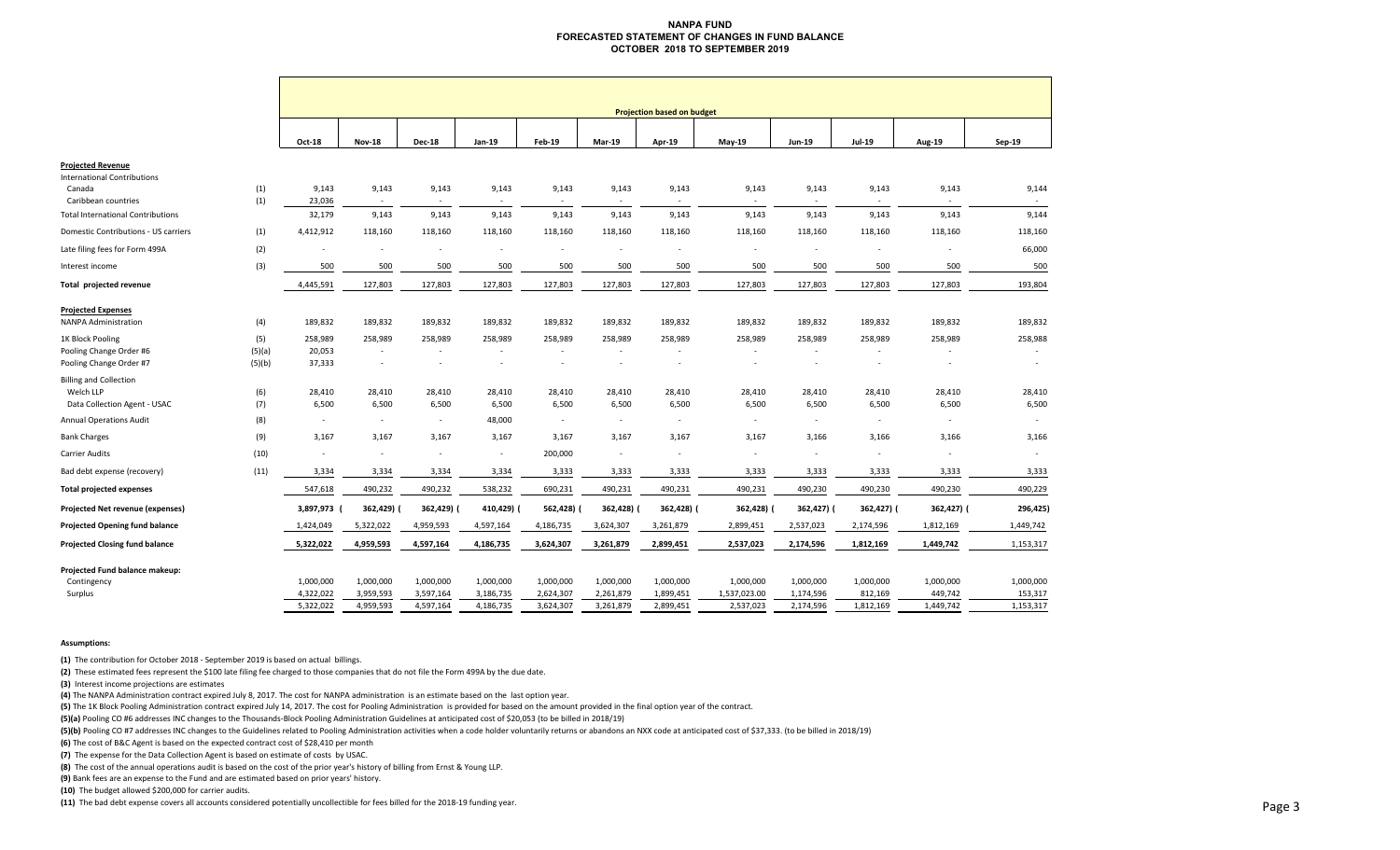# NANPA FUND
## FORECASTED STATEMENT OF CHANGES IN FUND BALANCE
## OCTOBER 2018 TO SEPTEMBER 2019

| | | Projection based on budget | | | | | | | | | | | |
|---|---|---|---|---|---|---|---|---|---|---|---|---|---|
| | | Oct-18 | Nov-18 | Dec-18 | Jan-19 | Feb-19 | Mar-19 | Apr-19 | May-19 | Jun-19 | Jul-19 | Aug-19 | Sep-19 |
| **Projected Revenue** | | | | | | | | | | | | | |
| International Contributions | | | | | | | | | | | | | |
| Canada | (1) | 9,143 | 9,143 | 9,143 | 9,143 | 9,143 | 9,143 | 9,143 | 9,143 | 9,143 | 9,143 | 9,143 | 9,144 |
| Caribbean countries | (1) | 23,036 | - | - | - | - | - | - | - | - | - | - | - |
| Total International Contributions | | 32,179 | 9,143 | 9,143 | 9,143 | 9,143 | 9,143 | 9,143 | 9,143 | 9,143 | 9,143 | 9,143 | 9,144 |
| Domestic Contributions - US carriers | (1) | 4,412,912 | 118,160 | 118,160 | 118,160 | 118,160 | 118,160 | 118,160 | 118,160 | 118,160 | 118,160 | 118,160 | 118,160 |
| Late filing fees for Form 499A | (2) | - | - | - | - | - | - | - | - | - | - | - | 66,000 |
| Interest income | (3) | 500 | 500 | 500 | 500 | 500 | 500 | 500 | 500 | 500 | 500 | 500 | 500 |
| Total projected revenue | | 4,445,591 | 127,803 | 127,803 | 127,803 | 127,803 | 127,803 | 127,803 | 127,803 | 127,803 | 127,803 | 127,803 | 193,804 |
| **Projected Expenses** | | | | | | | | | | | | | |
| NANPA Administration | (4) | 189,832 | 189,832 | 189,832 | 189,832 | 189,832 | 189,832 | 189,832 | 189,832 | 189,832 | 189,832 | 189,832 | 189,832 |
| 1K Block Pooling | (5) | 258,989 | 258,989 | 258,989 | 258,989 | 258,989 | 258,989 | 258,989 | 258,989 | 258,989 | 258,989 | 258,989 | 258,988 |
| Pooling Change Order #6 | (5)(a) | 20,053 | - | - | - | - | - | - | - | - | - | - | - |
| Pooling Change Order #7 | (5)(b) | 37,333 | - | - | - | - | - | - | - | - | - | - | - |
| Billing and Collection | | | | | | | | | | | | | |
| Welch LLP | (6) | 28,410 | 28,410 | 28,410 | 28,410 | 28,410 | 28,410 | 28,410 | 28,410 | 28,410 | 28,410 | 28,410 | 28,410 |
| Data Collection Agent - USAC | (7) | 6,500 | 6,500 | 6,500 | 6,500 | 6,500 | 6,500 | 6,500 | 6,500 | 6,500 | 6,500 | 6,500 | 6,500 |
| Annual Operations Audit | (8) | - | - | - | 48,000 | - | - | - | - | - | - | - | - |
| Bank Charges | (9) | 3,167 | 3,167 | 3,167 | 3,167 | 3,167 | 3,167 | 3,167 | 3,167 | 3,166 | 3,166 | 3,166 | 3,166 |
| Carrier Audits | (10) | - | - | - | - | 200,000 | - | - | - | - | - | - | - |
| Bad debt expense (recovery) | (11) | 3,334 | 3,334 | 3,334 | 3,334 | 3,333 | 3,333 | 3,333 | 3,333 | 3,333 | 3,333 | 3,333 | 3,333 |
| Total projected expenses | | 547,618 | 490,232 | 490,232 | 538,232 | 690,231 | 490,231 | 490,231 | 490,231 | 490,230 | 490,230 | 490,230 | 490,229 |
| Projected Net revenue (expenses) | | 3,897,973 | (362,429) | (362,429) | (410,429) | (562,428) | (362,428) | (362,428) | (362,428) | (362,427) | (362,427) | (362,427) | (296,425) |
| Projected Opening fund balance | | 1,424,049 | 5,322,022 | 4,959,593 | 4,597,164 | 4,186,735 | 3,624,307 | 3,261,879 | 2,899,451 | 2,537,023 | 2,174,596 | 1,812,169 | 1,449,742 |
| Projected Closing fund balance | | 5,322,022 | 4,959,593 | 4,597,164 | 4,186,735 | 3,624,307 | 3,261,879 | 2,899,451 | 2,537,023 | 2,174,596 | 1,812,169 | 1,449,742 | 1,153,317 |
| **Projected Fund balance makeup:** | | | | | | | | | | | | | |
| Contingency | | 1,000,000 | 1,000,000 | 1,000,000 | 1,000,000 | 1,000,000 | 1,000,000 | 1,000,000 | 1,000,000 | 1,000,000 | 1,000,000 | 1,000,000 | 1,000,000 |
| Surplus | | 4,322,022 | 3,959,593 | 3,597,164 | 3,186,735 | 2,624,307 | 2,261,879 | 1,899,451 | 1,537,023.00 | 1,174,596 | 812,169 | 449,742 | 153,317 |
| | | 5,322,022 | 4,959,593 | 4,597,164 | 4,186,735 | 3,624,307 | 3,261,879 | 2,899,451 | 2,537,023 | 2,174,596 | 1,812,169 | 1,449,742 | 1,153,317 |

**Assumptions:**

**(1)** The contribution for October 2018 - September 2019 is based on actual billings.

**(2)** These estimated fees represent the $100 late filing fee charged to those companies that do not file the Form 499A by the due date.

**(3)** Interest income projections are estimates

**(4)** The NANPA Administration contract expired July 8, 2017. The cost for NANPA administration is an estimate based on the last option year.

**(5)** The 1K Block Pooling Administration contract expired July 14, 2017. The cost for Pooling Administration is provided for based on the amount provided in the final option year of the contract.

**(5)(a)** Pooling CO #6 addresses INC changes to the Thousands-Block Pooling Administration Guidelines at anticipated cost of $20,053 (to be billed in 2018/19)

**(5)(b)** Pooling CO #7 addresses INC changes to the Guidelines related to Pooling Administration activities when a code holder voluntarily returns or abandons an NXX code at anticipated cost of $37,333. (to be billed in 2018/19)

**(6)** The cost of B&C Agent is based on the expected contract cost of $28,410 per month

**(7)** The expense for the Data Collection Agent is based on estimate of costs by USAC.

**(8)** The cost of the annual operations audit is based on the cost of the prior year's history of billing from Ernst & Young LLP.

**(9)** Bank fees are an expense to the Fund and are estimated based on prior years' history.

**(10)** The budget allowed $200,000 for carrier audits.

**(11)** The bad debt expense covers all accounts considered potentially uncollectible for fees billed for the 2018-19 funding year.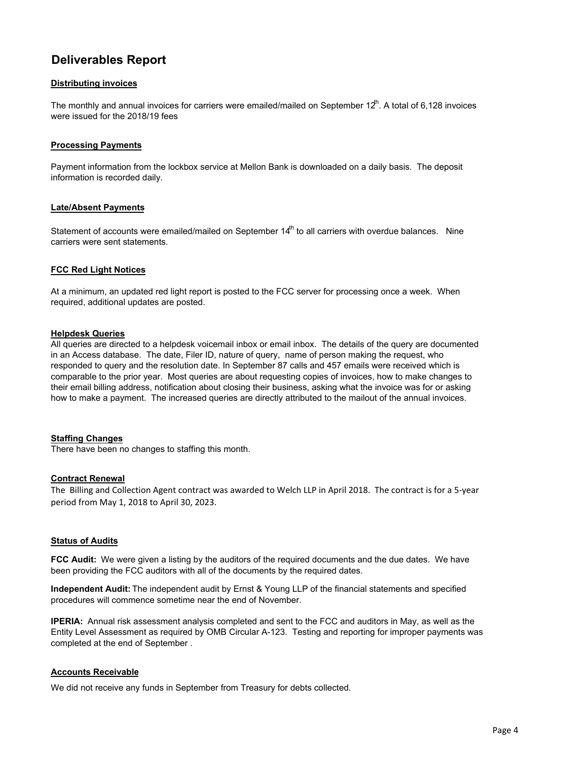# Deliverables Report

### Distributing invoices

The monthly and annual invoices for carriers were emailed/mailed on September 12th. A total of 6,128 invoices were issued for the 2018/19 fees

### Processing Payments

Payment information from the lockbox service at Mellon Bank is downloaded on a daily basis. The deposit information is recorded daily.

### Late/Absent Payments

Statement of accounts were emailed/mailed on September 14th to all carriers with overdue balances. Nine carriers were sent statements.

### FCC Red Light Notices

At a minimum, an updated red light report is posted to the FCC server for processing once a week. When required, additional updates are posted.

### Helpdesk Queries

All queries are directed to a helpdesk voicemail inbox or email inbox. The details of the query are documented in an Access database. The date, Filer ID, nature of query, name of person making the request, who responded to query and the resolution date. In September 87 calls and 457 emails were received which is comparable to the prior year. Most queries are about requesting copies of invoices, how to make changes to their email billing address, notification about closing their business, asking what the invoice was for or asking how to make a payment. The increased queries are directly attributed to the mailout of the annual invoices.

### Staffing Changes

There have been no changes to staffing this month.

### Contract Renewal

The Billing and Collection Agent contract was awarded to Welch LLP in April 2018. The contract is for a 5-year period from May 1, 2018 to April 30, 2023.

### Status of Audits

**FCC Audit:** We were given a listing by the auditors of the required documents and the due dates. We have been providing the FCC auditors with all of the documents by the required dates.

**Independent Audit:** The independent audit by Ernst & Young LLP of the financial statements and specified procedures will commence sometime near the end of November.

**IPERIA:** Annual risk assessment analysis completed and sent to the FCC and auditors in May, as well as the Entity Level Assessment as required by OMB Circular A-123. Testing and reporting for improper payments was completed at the end of September .

### Accounts Receivable

We did not receive any funds in September from Treasury for debts collected.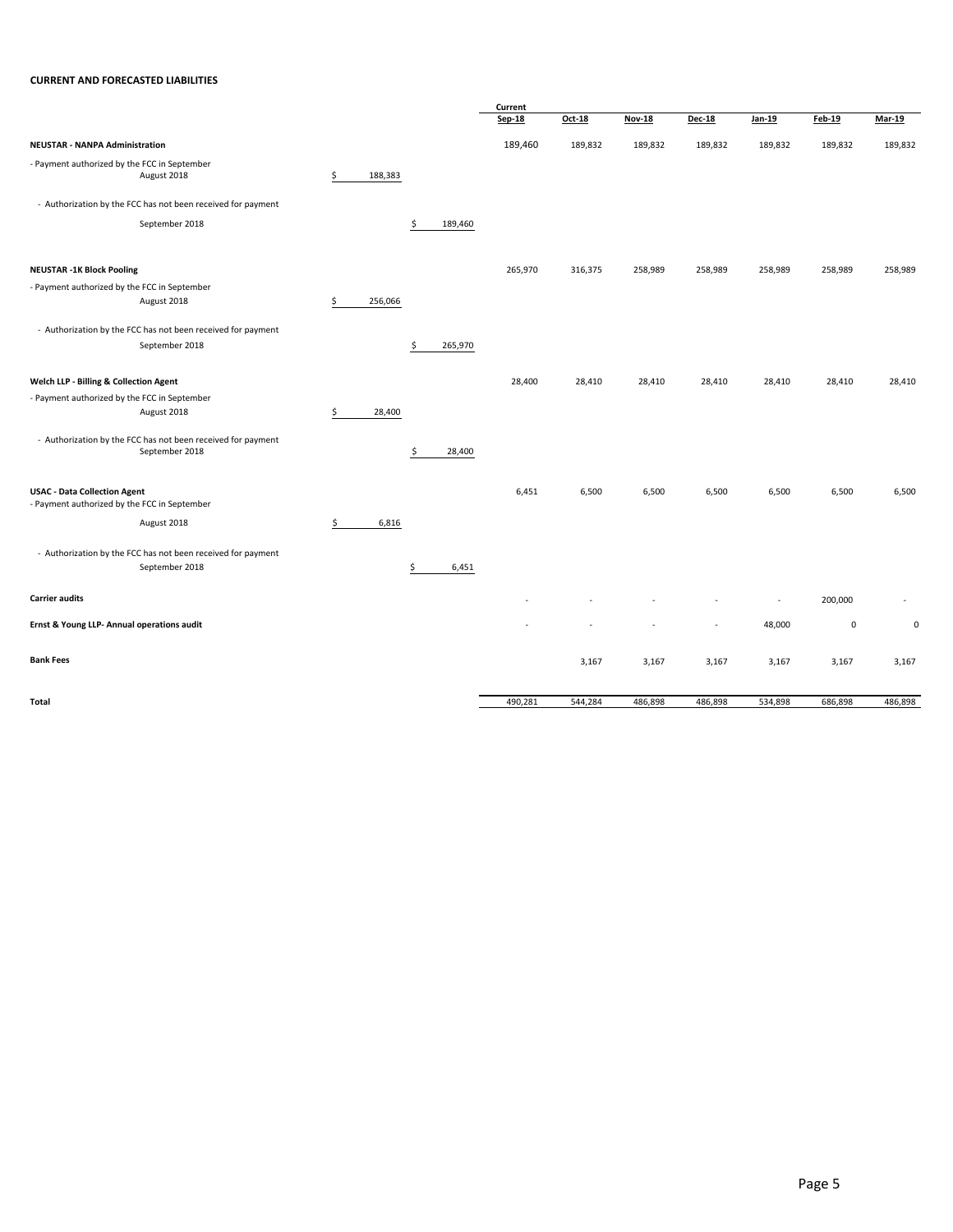**CURRENT AND FORECASTED LIABILITIES**

| | | | Current Sep-18 | Oct-18 | Nov-18 | Dec-18 | Jan-19 | Feb-19 | Mar-19 |
|---|---|---|---|---|---|---|---|---|---|
| **NEUSTAR - NANPA Administration** | | | 189,460 | 189,832 | 189,832 | 189,832 | 189,832 | 189,832 | 189,832 |
| - Payment authorized by the FCC in September August 2018 | $ 188,383 | | | | | | | | |
| - Authorization by the FCC has not been received for payment September 2018 | | $ 189,460 | | | | | | | |
| **NEUSTAR -1K Block Pooling** | | | 265,970 | 316,375 | 258,989 | 258,989 | 258,989 | 258,989 | 258,989 |
| - Payment authorized by the FCC in September August 2018 | $ 256,066 | | | | | | | | |
| - Authorization by the FCC has not been received for payment September 2018 | | $ 265,970 | | | | | | | |
| **Welch LLP - Billing & Collection Agent** | | | 28,400 | 28,410 | 28,410 | 28,410 | 28,410 | 28,410 | 28,410 |
| - Payment authorized by the FCC in September August 2018 | $ 28,400 | | | | | | | | |
| - Authorization by the FCC has not been received for payment September 2018 | | $ 28,400 | | | | | | | |
| **USAC - Data Collection Agent** | | | 6,451 | 6,500 | 6,500 | 6,500 | 6,500 | 6,500 | 6,500 |
| - Payment authorized by the FCC in September August 2018 | $ 6,816 | | | | | | | | |
| - Authorization by the FCC has not been received for payment September 2018 | | $ 6,451 | | | | | | | |
| **Carrier audits** | | | - | - | - | - | - | 200,000 | - |
| **Ernst & Young LLP- Annual operations audit** | | | - | - | - | - | 48,000 | 0 | 0 |
| **Bank Fees** | | | | 3,167 | 3,167 | 3,167 | 3,167 | 3,167 | 3,167 |
| **Total** | | | 490,281 | 544,284 | 486,898 | 486,898 | 534,898 | 686,898 | 486,898 |